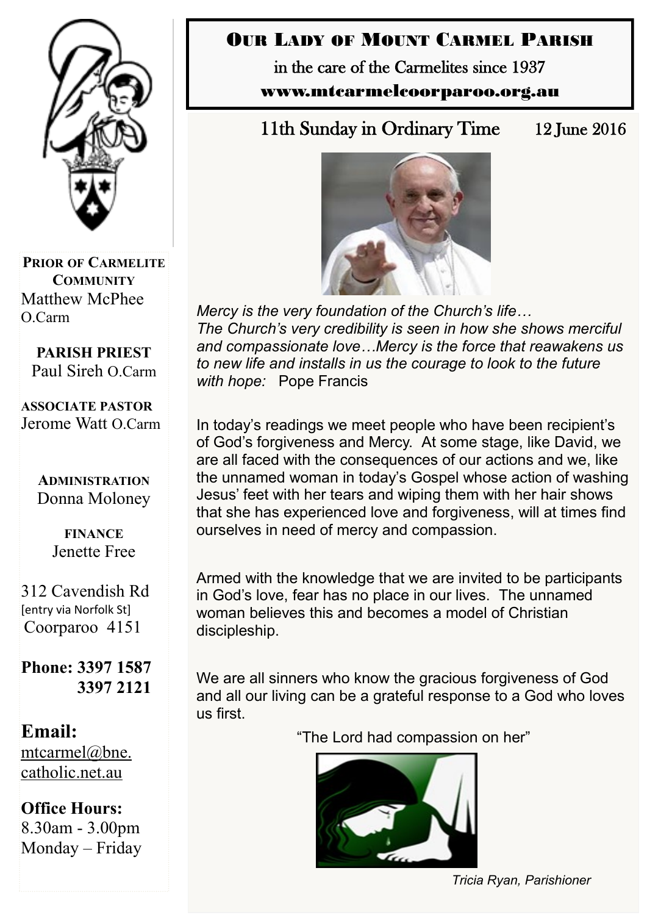# Our Lady of Mount Carmel Parish

in the care of the Carmelites since 1937

www.mtcarmelcoorparoo.org.au

## 11th Sunday in Ordinary Time 12 June 2016

*Mercy is the very foundation of the Church's life…*
*The Church's very credibility is seen in how she shows merciful and compassionate love…Mercy is the force that reawakens us to new life and installs in us the courage to look to the future with hope:* Pope Francis

In today's readings we meet people who have been recipient's of God's forgiveness and Mercy. At some stage, like David, we are all faced with the consequences of our actions and we, like the unnamed woman in today's Gospel whose action of washing Jesus' feet with her tears and wiping them with her hair shows that she has experienced love and forgiveness, will at times find ourselves in need of mercy and compassion.

Armed with the knowledge that we are invited to be participants in God's love, fear has no place in our lives. The unnamed woman believes this and becomes a model of Christian discipleship.

We are all sinners who know the gracious forgiveness of God and all our living can be a grateful response to a God who loves us first.

"The Lord had compassion on her"

*Tricia Ryan, Parishioner*

**Prior of Carmelite Community**
Matthew McPhee O.Carm

**Parish Priest**
Paul Sireh O.Carm

**Associate Pastor**
Jerome Watt O.Carm

**Administration**
Donna Moloney

**Finance**
Jenette Free

312 Cavendish Rd
[entry via Norfolk St]
Coorparoo 4151

**Phone: 3397 1587**
**3397 2121**

**Email:**
mtcarmel@bne.catholic.net.au

**Office Hours:**
8.30am - 3.00pm
Monday – Friday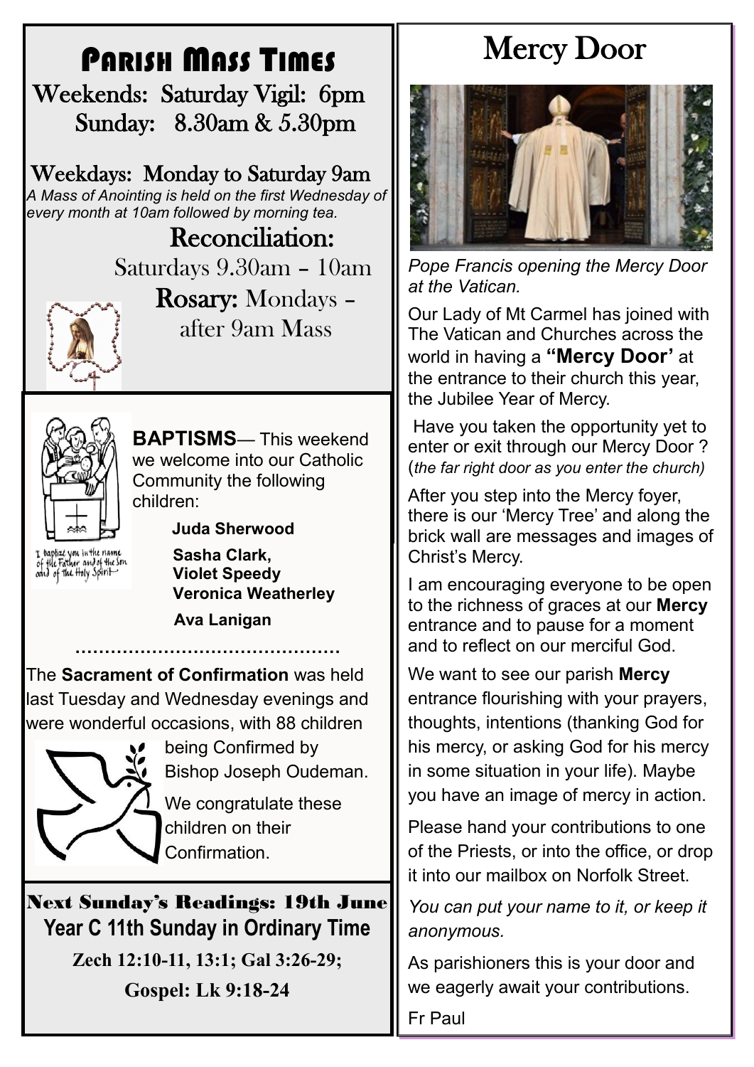# Parish Mass Times

Weekends: Saturday Vigil: 6pm
Sunday: 8.30am & 5.30pm

Weekdays: Monday to Saturday 9am

*A Mass of Anointing is held on the first Wednesday of every month at 10am followed by morning tea.*

## Reconciliation:

Saturdays 9.30am – 10am

**Rosary:** Mondays – after 9am Mass

---

**BAPTISMS**— This weekend we welcome into our Catholic Community the following children:

**Juda Sherwood**

**Sasha Clark,**
**Violet Speedy**
**Veronica Weatherley**

**Ava Lanigan**

…………………………………………

The **Sacrament of Confirmation** was held last Tuesday and Wednesday evenings and were wonderful occasions, with 88 children being Confirmed by Bishop Joseph Oudeman.

We congratulate these children on their Confirmation.

---

**Next Sunday's Readings: 19th June**

**Year C 11th Sunday in Ordinary Time**

**Zech 12:10-11, 13:1; Gal 3:26-29;**

**Gospel: Lk 9:18-24**

---

# Mercy Door

*Pope Francis opening the Mercy Door at the Vatican.*

Our Lady of Mt Carmel has joined with The Vatican and Churches across the world in having a **"Mercy Door'** at the entrance to their church this year, the Jubilee Year of Mercy.

Have you taken the opportunity yet to enter or exit through our Mercy Door ? (*the far right door as you enter the church)*

After you step into the Mercy foyer, there is our 'Mercy Tree' and along the brick wall are messages and images of Christ's Mercy.

I am encouraging everyone to be open to the richness of graces at our **Mercy** entrance and to pause for a moment and to reflect on our merciful God.

We want to see our parish **Mercy** entrance flourishing with your prayers, thoughts, intentions (thanking God for his mercy, or asking God for his mercy in some situation in your life). Maybe you have an image of mercy in action.

Please hand your contributions to one of the Priests, or into the office, or drop it into our mailbox on Norfolk Street.

*You can put your name to it, or keep it anonymous.*

As parishioners this is your door and we eagerly await your contributions.

Fr Paul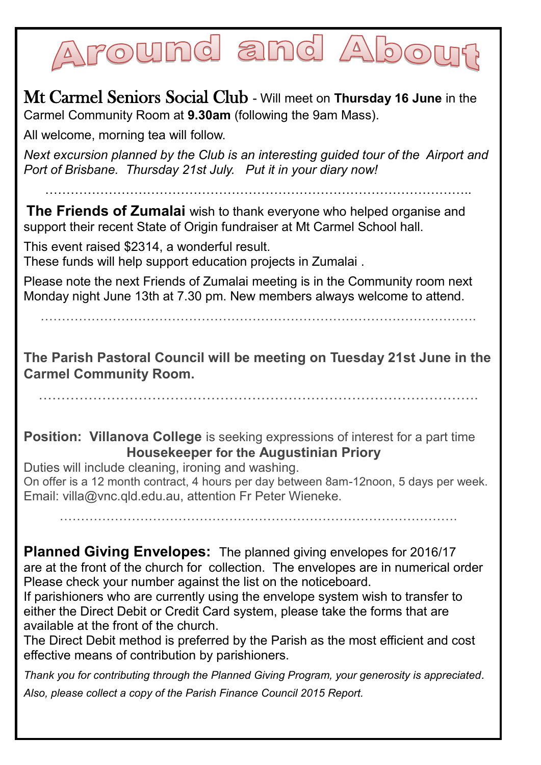# Around and About

**Mt Carmel Seniors Social Club** - Will meet on **Thursday 16 June** in the Carmel Community Room at **9.30am** (following the 9am Mass).

All welcome, morning tea will follow.

*Next excursion planned by the Club is an interesting guided tour of the Airport and Port of Brisbane. Thursday 21st July. Put it in your diary now!*

…………………………………………………………………………………………..

**The Friends of Zumalai** wish to thank everyone who helped organise and support their recent State of Origin fundraiser at Mt Carmel School hall.

This event raised $2314, a wonderful result.
These funds will help support education projects in Zumalai .

Please note the next Friends of Zumalai meeting is in the Community room next Monday night June 13th at 7.30 pm. New members always welcome to attend.

…………………………………………………………………………………………

**The Parish Pastoral Council will be meeting on Tuesday 21st June in the Carmel Community Room.**

…………………………………………………………………………………………

**Position: Villanova College** is seeking expressions of interest for a part time

**Housekeeper for the Augustinian Priory**

Duties will include cleaning, ironing and washing.
On offer is a 12 month contract, 4 hours per day between 8am-12noon, 5 days per week.
Email: villa@vnc.qld.edu.au, attention Fr Peter Wieneke.

……………………………………………………………………………………

**Planned Giving Envelopes:** The planned giving envelopes for 2016/17 are at the front of the church for collection. The envelopes are in numerical order Please check your number against the list on the noticeboard.
If parishioners who are currently using the envelope system wish to transfer to either the Direct Debit or Credit Card system, please take the forms that are available at the front of the church.
The Direct Debit method is preferred by the Parish as the most efficient and cost effective means of contribution by parishioners.

*Thank you for contributing through the Planned Giving Program, your generosity is appreciated.*

*Also, please collect a copy of the Parish Finance Council 2015 Report.*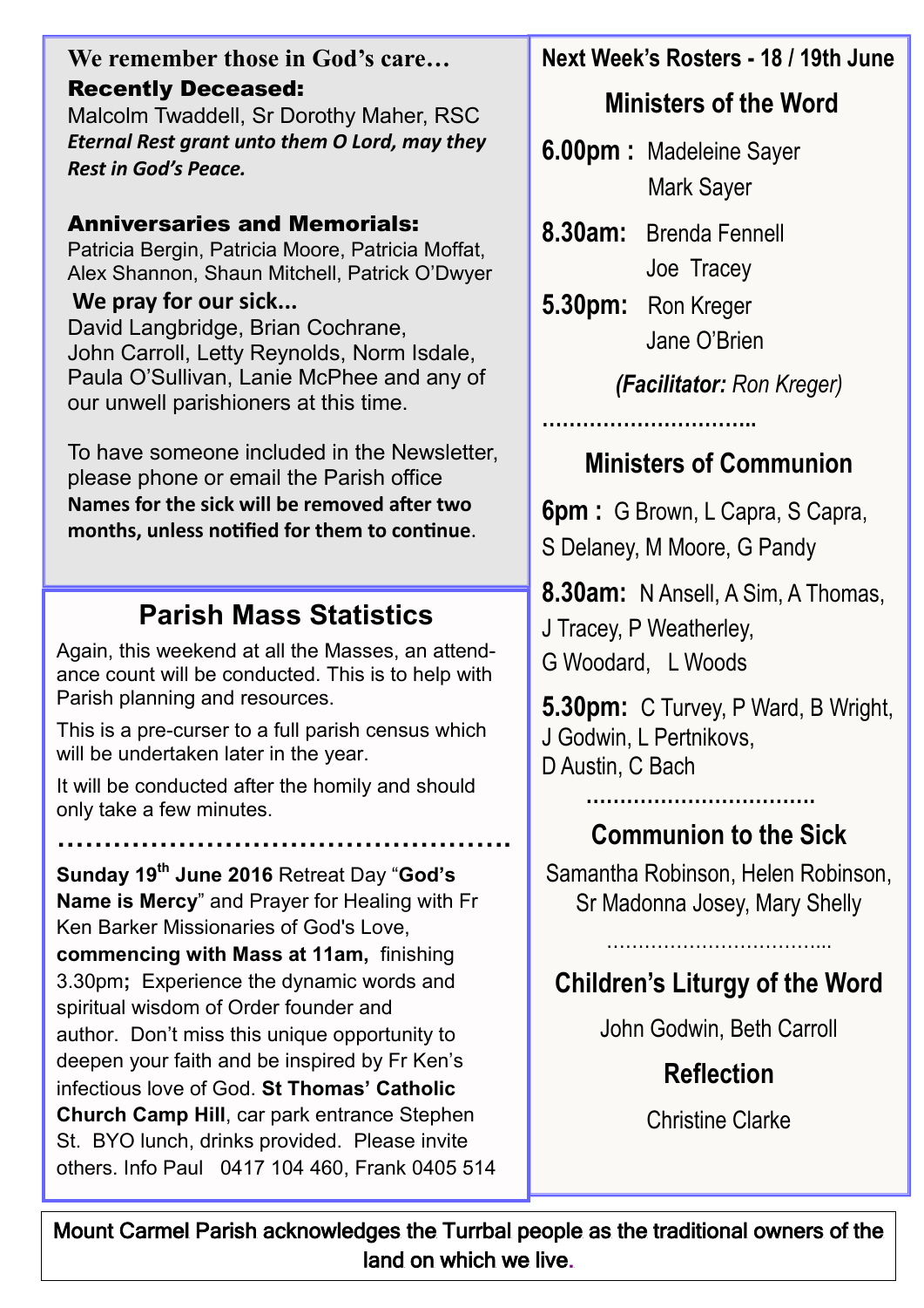**We remember those in God's care…**

### Recently Deceased:

Malcolm Twaddell, Sr Dorothy Maher, RSC

***Eternal Rest grant unto them O Lord, may they Rest in God's Peace.***

### Anniversaries and Memorials:

Patricia Bergin, Patricia Moore, Patricia Moffat, Alex Shannon, Shaun Mitchell, Patrick O'Dwyer

**We pray for our sick...**

David Langbridge, Brian Cochrane, John Carroll, Letty Reynolds, Norm Isdale, Paula O'Sullivan, Lanie McPhee and any of our unwell parishioners at this time.

To have someone included in the Newsletter, please phone or email the Parish office **Names for the sick will be removed after two months, unless notified for them to continue**.

## Parish Mass Statistics

Again, this weekend at all the Masses, an attendance count will be conducted. This is to help with Parish planning and resources.

This is a pre-curser to a full parish census which will be undertaken later in the year.

It will be conducted after the homily and should only take a few minutes.

…………………………………………

**Sunday 19th June 2016** Retreat Day "**God's Name is Mercy**" and Prayer for Healing with Fr Ken Barker Missionaries of God's Love, **commencing with Mass at 11am,** finishing 3.30pm**;** Experience the dynamic words and spiritual wisdom of Order founder and author. Don't miss this unique opportunity to deepen your faith and be inspired by Fr Ken's infectious love of God. **St Thomas' Catholic Church Camp Hill**, car park entrance Stephen St. BYO lunch, drinks provided. Please invite others. Info Paul 0417 104 460, Frank 0405 514

## Next Week's Rosters - 18 / 19th June

### Ministers of the Word

**6.00pm :** Madeleine Sayer, Mark Sayer

**8.30am:** Brenda Fennell, Joe Tracey

**5.30pm:** Ron Kreger, Jane O'Brien

***(Facilitator:** Ron Kreger)*

…………………………..

### Ministers of Communion

**6pm :** G Brown, L Capra, S Capra, S Delaney, M Moore, G Pandy

**8.30am:** N Ansell, A Sim, A Thomas, J Tracey, P Weatherley, G Woodard, L Woods

**5.30pm:** C Turvey, P Ward, B Wright, J Godwin, L Pertnikovs, D Austin, C Bach

……………………………

### Communion to the Sick

Samantha Robinson, Helen Robinson, Sr Madonna Josey, Mary Shelly

……………………………...

### Children's Liturgy of the Word

John Godwin, Beth Carroll

### Reflection

Christine Clarke

Mount Carmel Parish acknowledges the Turrbal people as the traditional owners of the land on which we live.